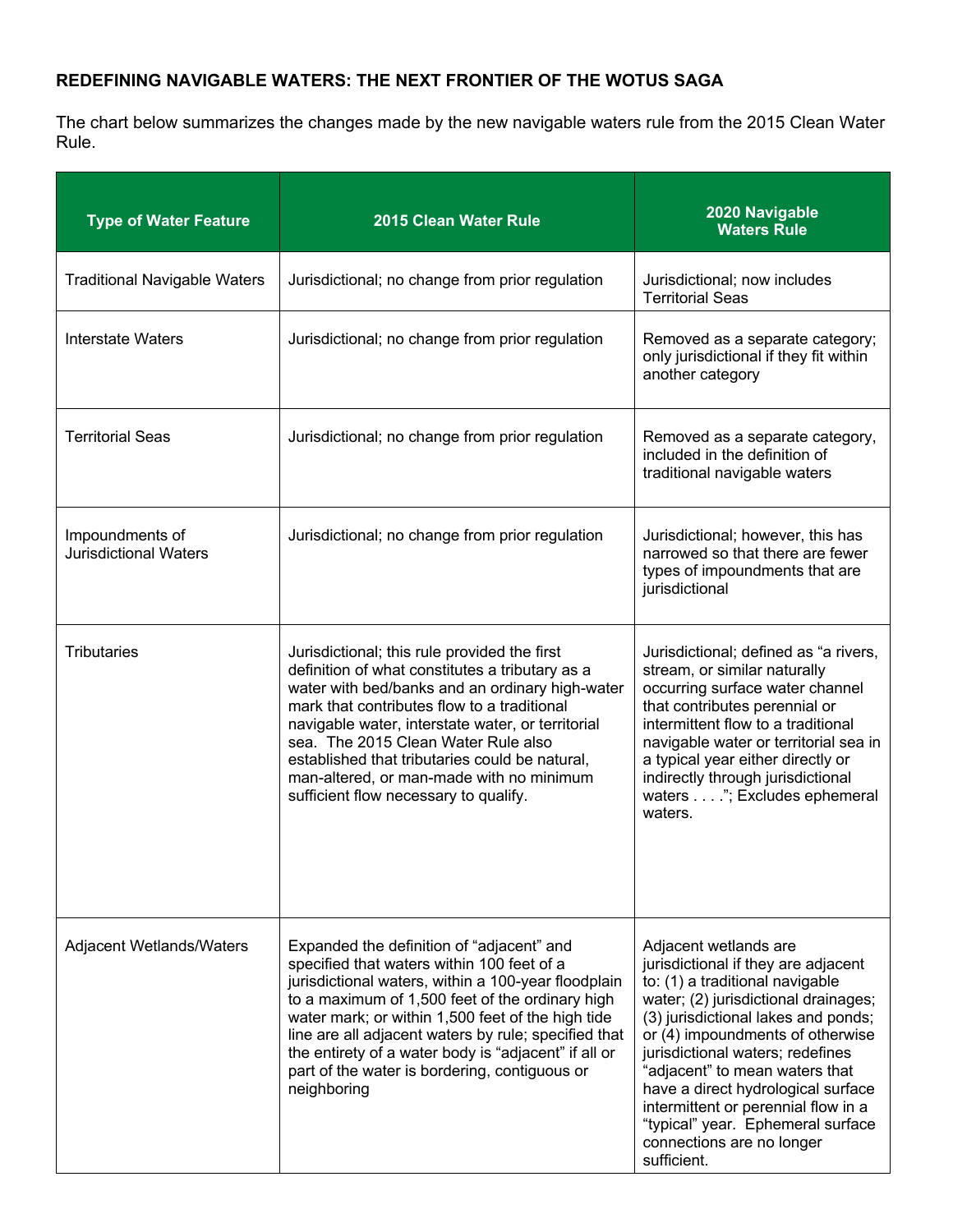**REDEFINING NAVIGABLE WATERS: THE NEXT FRONTIER OF THE WOTUS SAGA**

The chart below summarizes the changes made by the new navigable waters rule from the 2015 Clean Water Rule.

| Type of Water Feature | 2015 Clean Water Rule | 2020 Navigable Waters Rule |
|---|---|---|
| Traditional Navigable Waters | Jurisdictional; no change from prior regulation | Jurisdictional; now includes Territorial Seas |
| Interstate Waters | Jurisdictional; no change from prior regulation | Removed as a separate category; only jurisdictional if they fit within another category |
| Territorial Seas | Jurisdictional; no change from prior regulation | Removed as a separate category, included in the definition of traditional navigable waters |
| Impoundments of Jurisdictional Waters | Jurisdictional; no change from prior regulation | Jurisdictional; however, this has narrowed so that there are fewer types of impoundments that are jurisdictional |
| Tributaries | Jurisdictional; this rule provided the first definition of what constitutes a tributary as a water with bed/banks and an ordinary high-water mark that contributes flow to a traditional navigable water, interstate water, or territorial sea. The 2015 Clean Water Rule also established that tributaries could be natural, man-altered, or man-made with no minimum sufficient flow necessary to qualify. | Jurisdictional; defined as "a rivers, stream, or similar naturally occurring surface water channel that contributes perennial or intermittent flow to a traditional navigable water or territorial sea in a typical year either directly or indirectly through jurisdictional waters . . . ."; Excludes ephemeral waters. |
| Adjacent Wetlands/Waters | Expanded the definition of "adjacent" and specified that waters within 100 feet of a jurisdictional waters, within a 100-year floodplain to a maximum of 1,500 feet of the ordinary high water mark; or within 1,500 feet of the high tide line are all adjacent waters by rule; specified that the entirety of a water body is "adjacent" if all or part of the water is bordering, contiguous or neighboring | Adjacent wetlands are jurisdictional if they are adjacent to: (1) a traditional navigable water; (2) jurisdictional drainages; (3) jurisdictional lakes and ponds; or (4) impoundments of otherwise jurisdictional waters; redefines "adjacent" to mean waters that have a direct hydrological surface intermittent or perennial flow in a "typical" year. Ephemeral surface connections are no longer sufficient. |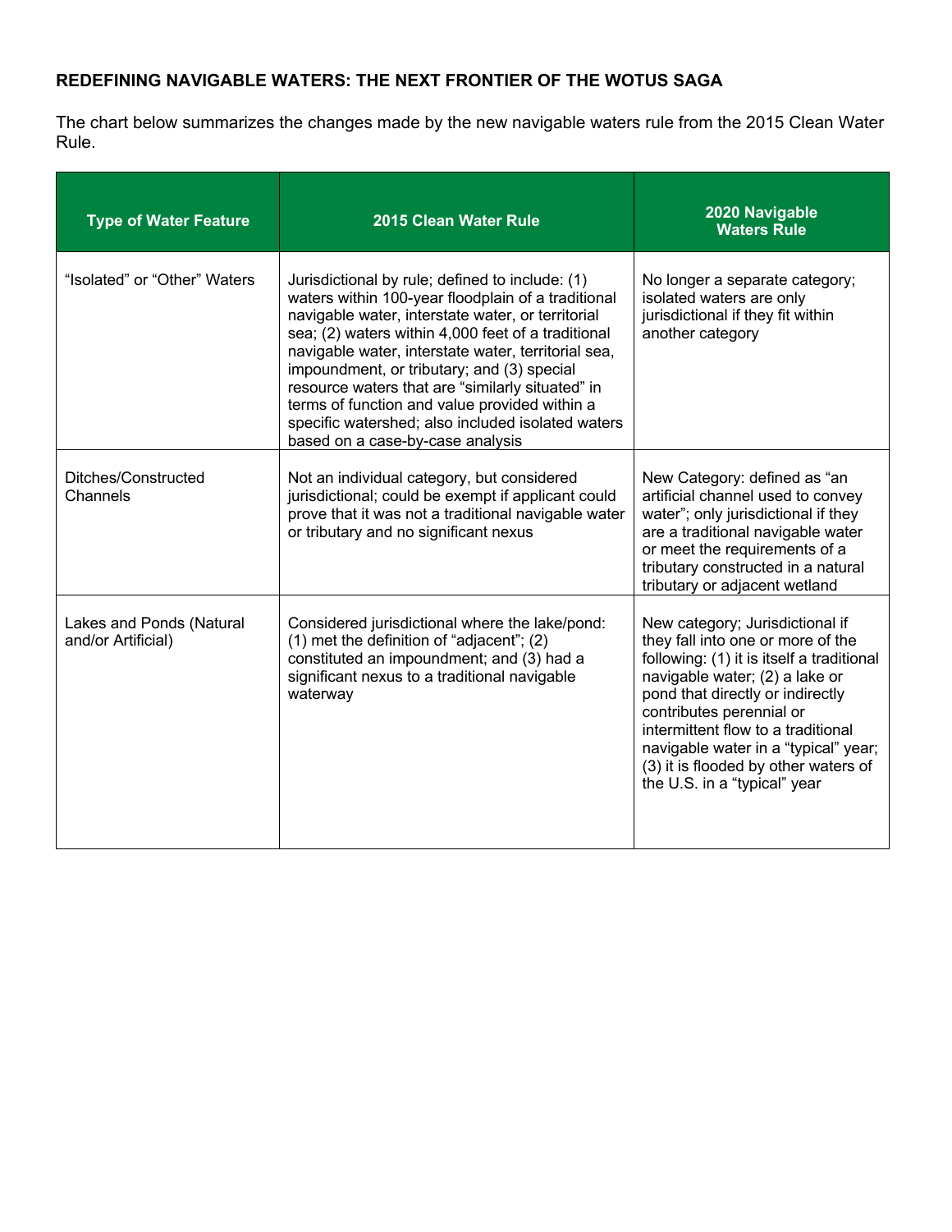**REDEFINING NAVIGABLE WATERS: THE NEXT FRONTIER OF THE WOTUS SAGA**

The chart below summarizes the changes made by the new navigable waters rule from the 2015 Clean Water Rule.

| Type of Water Feature | 2015 Clean Water Rule | 2020 Navigable Waters Rule |
|---|---|---|
| "Isolated" or "Other" Waters | Jurisdictional by rule; defined to include: (1) waters within 100-year floodplain of a traditional navigable water, interstate water, or territorial sea; (2) waters within 4,000 feet of a traditional navigable water, interstate water, territorial sea, impoundment, or tributary; and (3) special resource waters that are "similarly situated" in terms of function and value provided within a specific watershed; also included isolated waters based on a case-by-case analysis | No longer a separate category; isolated waters are only jurisdictional if they fit within another category |
| Ditches/Constructed Channels | Not an individual category, but considered jurisdictional; could be exempt if applicant could prove that it was not a traditional navigable water or tributary and no significant nexus | New Category: defined as "an artificial channel used to convey water"; only jurisdictional if they are a traditional navigable water or meet the requirements of a tributary constructed in a natural tributary or adjacent wetland |
| Lakes and Ponds (Natural and/or Artificial) | Considered jurisdictional where the lake/pond: (1) met the definition of "adjacent"; (2) constituted an impoundment; and (3) had a significant nexus to a traditional navigable waterway | New category; Jurisdictional if they fall into one or more of the following: (1) it is itself a traditional navigable water; (2) a lake or pond that directly or indirectly contributes perennial or intermittent flow to a traditional navigable water in a "typical" year; (3) it is flooded by other waters of the U.S. in a "typical" year |